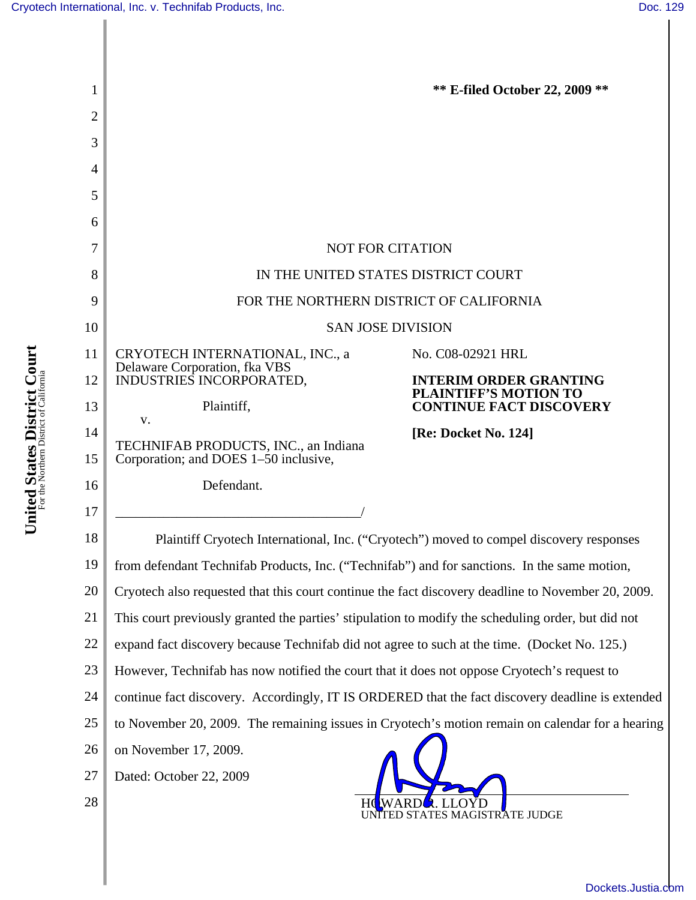** E-filed October 22, 2009 **

NOT FOR CITATION

IN THE UNITED STATES DISTRICT COURT

FOR THE NORTHERN DISTRICT OF CALIFORNIA

SAN JOSE DIVISION

CRYOTECH INTERNATIONAL, INC., a Delaware Corporation, fka VBS INDUSTRIES INCORPORATED,

Plaintiff,

v.

TECHNIFAB PRODUCTS, INC., an Indiana Corporation; and DOES 1–50 inclusive,

Defendant.

No. C08-02921 HRL

**INTERIM ORDER GRANTING PLAINTIFF'S MOTION TO CONTINUE FACT DISCOVERY**

**[Re: Docket No. 124]**

Plaintiff Cryotech International, Inc. ("Cryotech") moved to compel discovery responses from defendant Technifab Products, Inc. ("Technifab") and for sanctions. In the same motion, Cryotech also requested that this court continue the fact discovery deadline to November 20, 2009. This court previously granted the parties' stipulation to modify the scheduling order, but did not expand fact discovery because Technifab did not agree to such at the time. (Docket No. 125.) However, Technifab has now notified the court that it does not oppose Cryotech's request to continue fact discovery. Accordingly, IT IS ORDERED that the fact discovery deadline is extended to November 20, 2009. The remaining issues in Cryotech's motion remain on calendar for a hearing on November 17, 2009.

Dated: October 22, 2009

HOWARD R. LLOYD
UNITED STATES MAGISTRATE JUDGE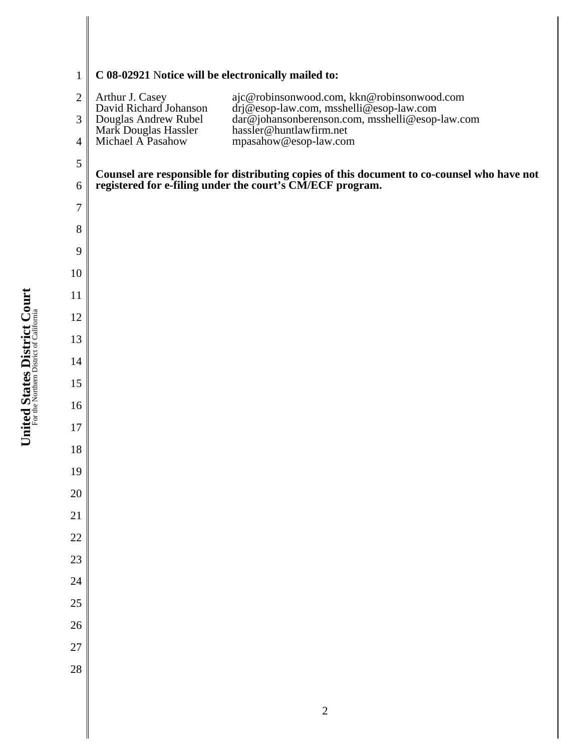**C 08-02921 Notice will be electronically mailed to:**

| | |
|---|---|
| Arthur J. Casey | ajc@robinsonwood.com, kkn@robinsonwood.com |
| David Richard Johanson | drj@esop-law.com, msshelli@esop-law.com |
| Douglas Andrew Rubel | dar@johansonberenson.com, msshelli@esop-law.com |
| Mark Douglas Hassler | hassler@huntlawfirm.net |
| Michael A Pasahow | mpasahow@esop-law.com |

**Counsel are responsible for distributing copies of this document to co-counsel who have not registered for e-filing under the court's CM/ECF program.**